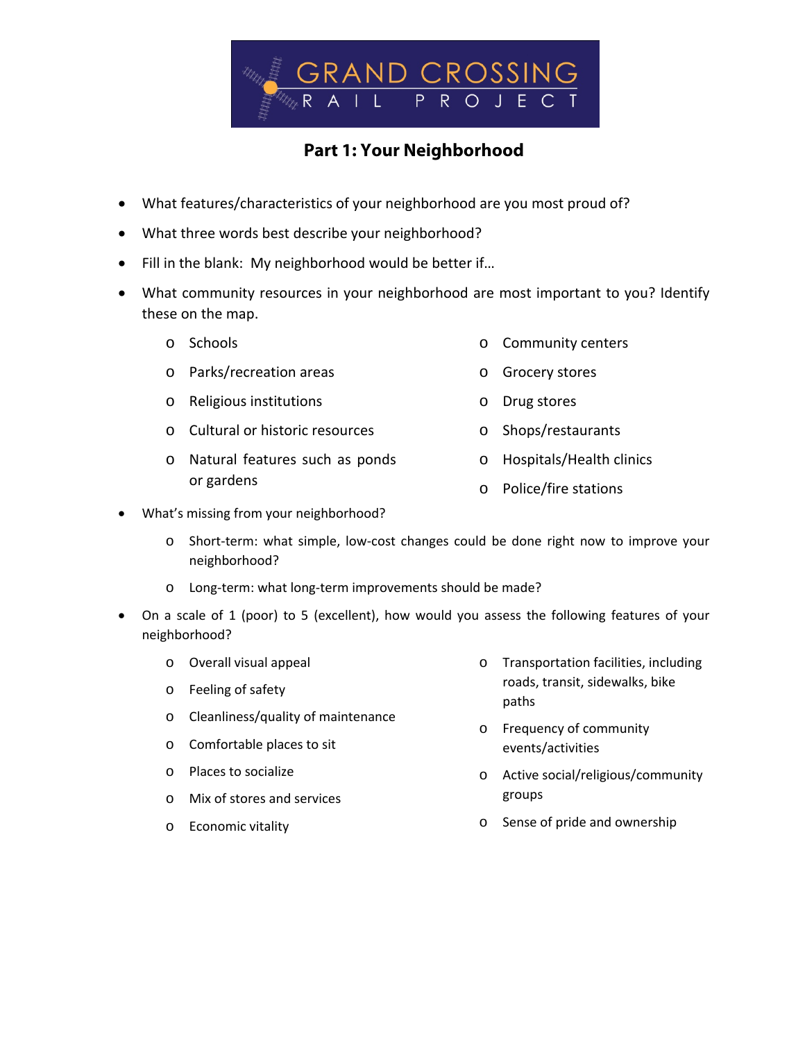GRAND CROSSING RAIL PROJECT

## Part 1: Your Neighborhood

- What features/characteristics of your neighborhood are you most proud of?
- What three words best describe your neighborhood?
- Fill in the blank: My neighborhood would be better if…
- What community resources in your neighborhood are most important to you? Identify these on the map.
  - Schools
  - Parks/recreation areas
  - Religious institutions
  - Cultural or historic resources
  - Natural features such as ponds or gardens
  - Community centers
  - Grocery stores
  - Drug stores
  - Shops/restaurants
  - Hospitals/Health clinics
  - Police/fire stations
- What's missing from your neighborhood?
  - Short-term: what simple, low-cost changes could be done right now to improve your neighborhood?
  - Long-term: what long-term improvements should be made?
- On a scale of 1 (poor) to 5 (excellent), how would you assess the following features of your neighborhood?
  - Overall visual appeal
  - Feeling of safety
  - Cleanliness/quality of maintenance
  - Comfortable places to sit
  - Places to socialize
  - Mix of stores and services
  - Economic vitality
  - Transportation facilities, including roads, transit, sidewalks, bike paths
  - Frequency of community events/activities
  - Active social/religious/community groups
  - Sense of pride and ownership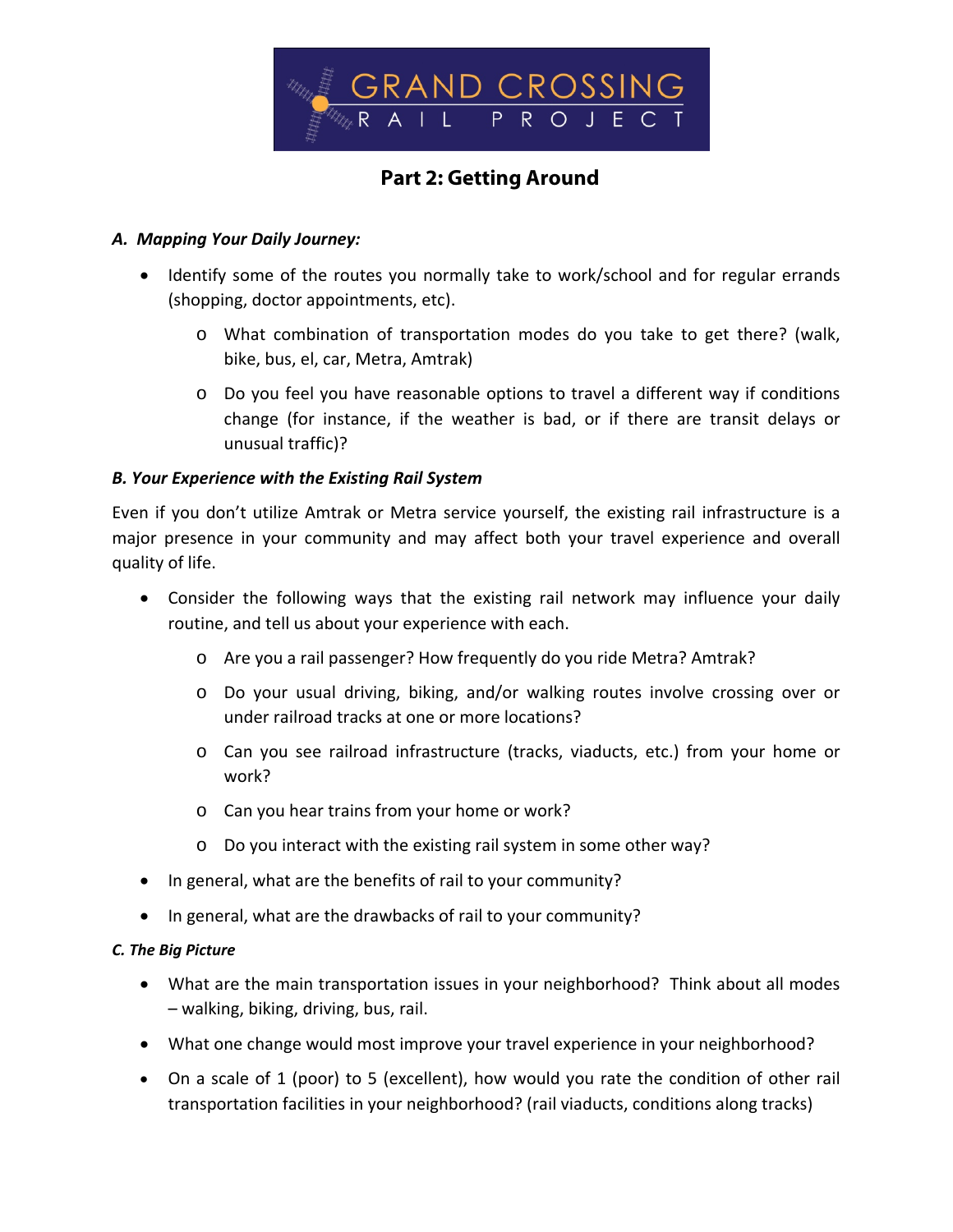# GRAND CROSSING RAIL PROJECT

## Part 2: Getting Around

### *A. Mapping Your Daily Journey:*

- Identify some of the routes you normally take to work/school and for regular errands (shopping, doctor appointments, etc).
  - What combination of transportation modes do you take to get there? (walk, bike, bus, el, car, Metra, Amtrak)
  - Do you feel you have reasonable options to travel a different way if conditions change (for instance, if the weather is bad, or if there are transit delays or unusual traffic)?

### *B. Your Experience with the Existing Rail System*

Even if you don't utilize Amtrak or Metra service yourself, the existing rail infrastructure is a major presence in your community and may affect both your travel experience and overall quality of life.

- Consider the following ways that the existing rail network may influence your daily routine, and tell us about your experience with each.
  - Are you a rail passenger? How frequently do you ride Metra? Amtrak?
  - Do your usual driving, biking, and/or walking routes involve crossing over or under railroad tracks at one or more locations?
  - Can you see railroad infrastructure (tracks, viaducts, etc.) from your home or work?
  - Can you hear trains from your home or work?
  - Do you interact with the existing rail system in some other way?
- In general, what are the benefits of rail to your community?
- In general, what are the drawbacks of rail to your community?

### *C. The Big Picture*

- What are the main transportation issues in your neighborhood? Think about all modes – walking, biking, driving, bus, rail.
- What one change would most improve your travel experience in your neighborhood?
- On a scale of 1 (poor) to 5 (excellent), how would you rate the condition of other rail transportation facilities in your neighborhood? (rail viaducts, conditions along tracks)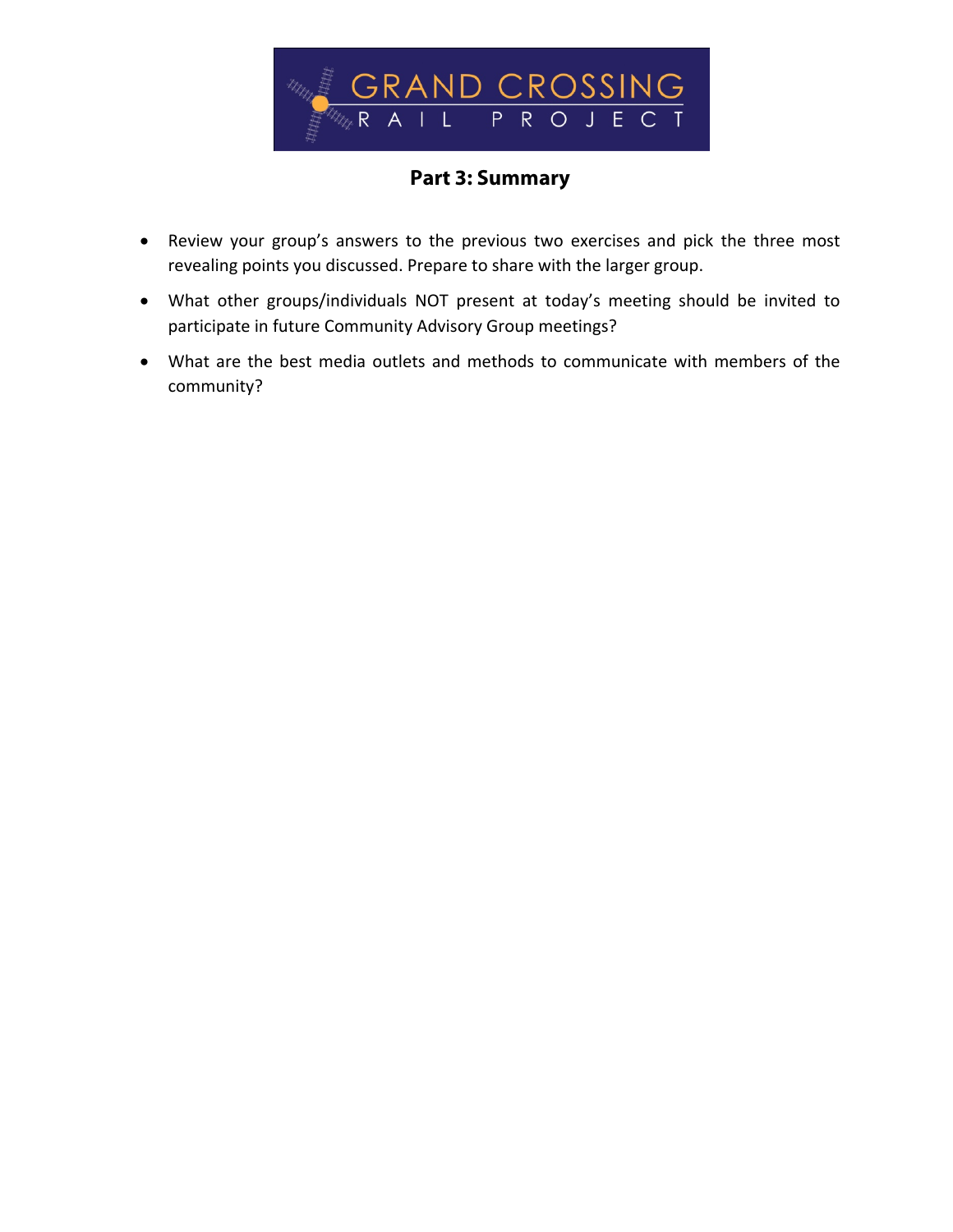GRAND CROSSING RAIL PROJECT

## Part 3: Summary

- Review your group's answers to the previous two exercises and pick the three most revealing points you discussed. Prepare to share with the larger group.
- What other groups/individuals NOT present at today's meeting should be invited to participate in future Community Advisory Group meetings?
- What are the best media outlets and methods to communicate with members of the community?